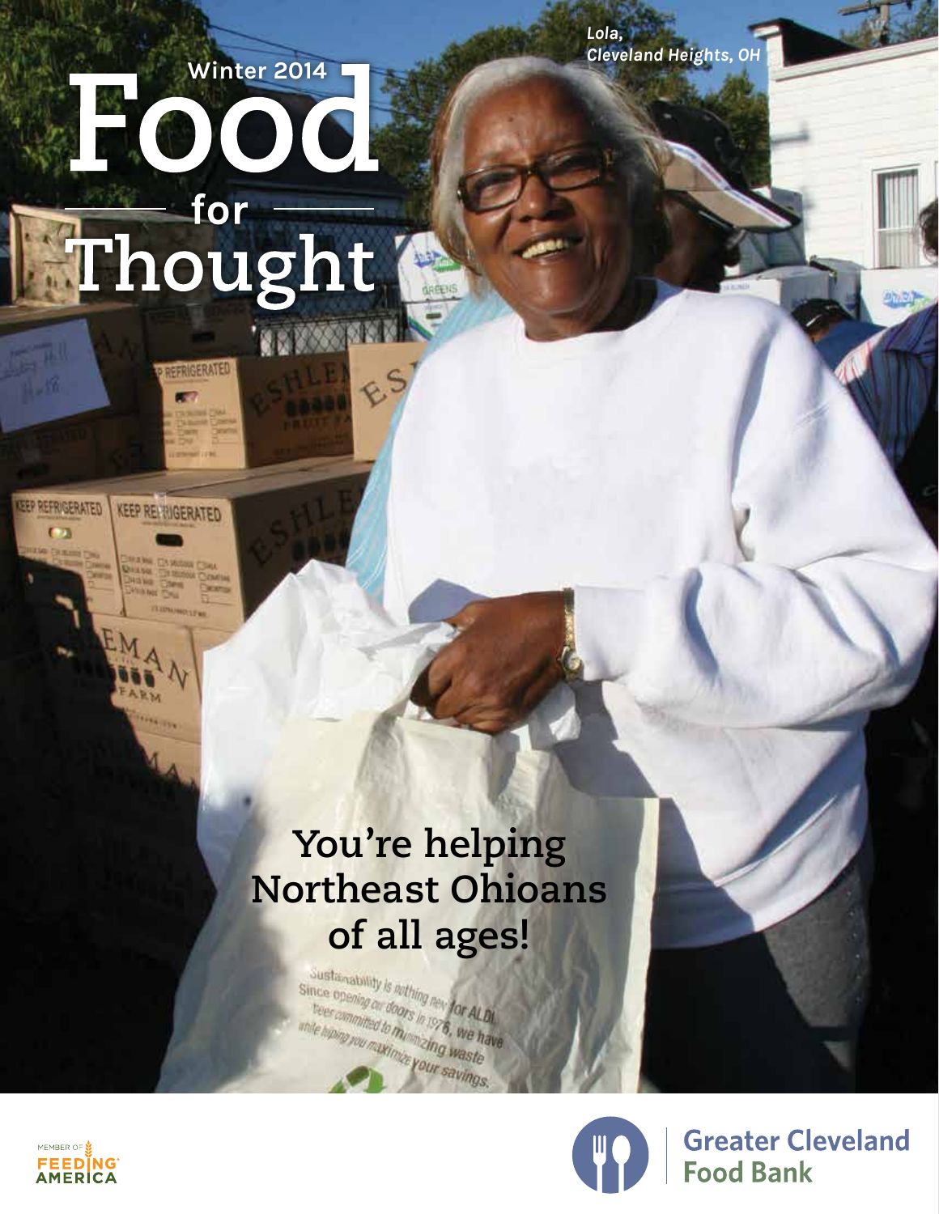Winter 2014

# Food for Thought

*Lola, Cleveland Heights, OH*

## You're helping Northeast Ohioans of all ages!

MEMBER OF FEEDING AMERICA

Greater Cleveland Food Bank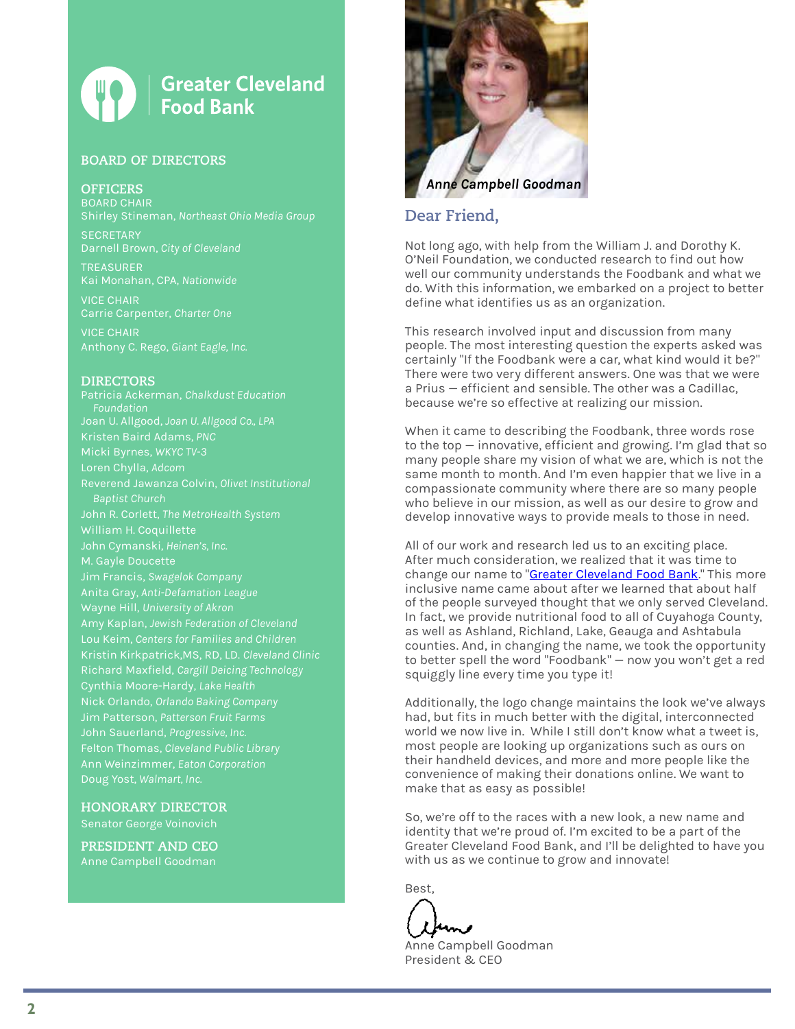# Greater Cleveland Food Bank

## BOARD OF DIRECTORS

### OFFICERS

BOARD CHAIR
Shirley Stineman, *Northeast Ohio Media Group*

SECRETARY
Darnell Brown, *City of Cleveland*

TREASURER
Kai Monahan, CPA, *Nationwide*

VICE CHAIR
Carrie Carpenter, *Charter One*

VICE CHAIR
Anthony C. Rego, *Giant Eagle, Inc.*

### DIRECTORS

Patricia Ackerman, *Chalkdust Education Foundation*
Joan U. Allgood, *Joan U. Allgood Co., LPA*
Kristen Baird Adams, *PNC*
Micki Byrnes, *WKYC TV-3*
Loren Chylla, *Adcom*
Reverend Jawanza Colvin, *Olivet Institutional Baptist Church*
John R. Corlett, *The MetroHealth System*
William H. Coquillette
John Cymanski, *Heinen's, Inc.*
M. Gayle Doucette
Jim Francis, *Swagelok Company*
Anita Gray, *Anti-Defamation League*
Wayne Hill, *University of Akron*
Amy Kaplan, *Jewish Federation of Cleveland*
Lou Keim, *Centers for Families and Children*
Kristin Kirkpatrick,MS, RD, LD. *Cleveland Clinic*
Richard Maxfield, *Cargill Deicing Technology*
Cynthia Moore-Hardy, *Lake Health*
Nick Orlando, *Orlando Baking Company*
Jim Patterson, *Patterson Fruit Farms*
John Sauerland, *Progressive, Inc.*
Felton Thomas, *Cleveland Public Library*
Ann Weinzimmer, *Eaton Corporation*
Doug Yost, *Walmart, Inc.*

### HONORARY DIRECTOR

Senator George Voinovich

### PRESIDENT AND CEO

Anne Campbell Goodman

*Anne Campbell Goodman*

## Dear Friend,

Not long ago, with help from the William J. and Dorothy K. O'Neil Foundation, we conducted research to find out how well our community understands the Foodbank and what we do. With this information, we embarked on a project to better define what identifies us as an organization.

This research involved input and discussion from many people. The most interesting question the experts asked was certainly "If the Foodbank were a car, what kind would it be?" There were two very different answers. One was that we were a Prius — efficient and sensible. The other was a Cadillac, because we're so effective at realizing our mission.

When it came to describing the Foodbank, three words rose to the top — innovative, efficient and growing. I'm glad that so many people share my vision of what we are, which is not the same month to month. And I'm even happier that we live in a compassionate community where there are so many people who believe in our mission, as well as our desire to grow and develop innovative ways to provide meals to those in need.

All of our work and research led us to an exciting place. After much consideration, we realized that it was time to change our name to "Greater Cleveland Food Bank." This more inclusive name came about after we learned that about half of the people surveyed thought that we only served Cleveland. In fact, we provide nutritional food to all of Cuyahoga County, as well as Ashland, Richland, Lake, Geauga and Ashtabula counties. And, in changing the name, we took the opportunity to better spell the word "Foodbank" — now you won't get a red squiggly line every time you type it!

Additionally, the logo change maintains the look we've always had, but fits in much better with the digital, interconnected world we now live in. While I still don't know what a tweet is, most people are looking up organizations such as ours on their handheld devices, and more and more people like the convenience of making their donations online. We want to make that as easy as possible!

So, we're off to the races with a new look, a new name and identity that we're proud of. I'm excited to be a part of the Greater Cleveland Food Bank, and I'll be delighted to have you with us as we continue to grow and innovate!

Best,

Anne Campbell Goodman
President & CEO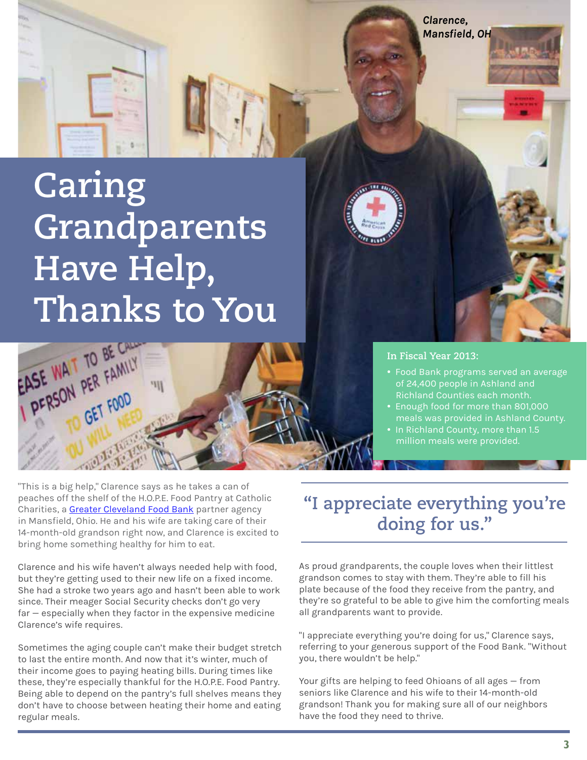*Clarence, Mansfield, OH*

# Caring Grandparents Have Help, Thanks to You

**In Fiscal Year 2013:**

- Food Bank programs served an average of 24,400 people in Ashland and Richland Counties each month.
- Enough food for more than 801,000 meals was provided in Ashland County.
- In Richland County, more than 1.5 million meals were provided.

"This is a big help," Clarence says as he takes a can of peaches off the shelf of the H.O.P.E. Food Pantry at Catholic Charities, a Greater Cleveland Food Bank partner agency in Mansfield, Ohio. He and his wife are taking care of their 14-month-old grandson right now, and Clarence is excited to bring home something healthy for him to eat.

Clarence and his wife haven't always needed help with food, but they're getting used to their new life on a fixed income. She had a stroke two years ago and hasn't been able to work since. Their meager Social Security checks don't go very far — especially when they factor in the expensive medicine Clarence's wife requires.

Sometimes the aging couple can't make their budget stretch to last the entire month. And now that it's winter, much of their income goes to paying heating bills. During times like these, they're especially thankful for the H.O.P.E. Food Pantry. Being able to depend on the pantry's full shelves means they don't have to choose between heating their home and eating regular meals.

## "I appreciate everything you're doing for us."

As proud grandparents, the couple loves when their littlest grandson comes to stay with them. They're able to fill his plate because of the food they receive from the pantry, and they're so grateful to be able to give him the comforting meals all grandparents want to provide.

"I appreciate everything you're doing for us," Clarence says, referring to your generous support of the Food Bank. "Without you, there wouldn't be help."

Your gifts are helping to feed Ohioans of all ages — from seniors like Clarence and his wife to their 14-month-old grandson! Thank you for making sure all of our neighbors have the food they need to thrive.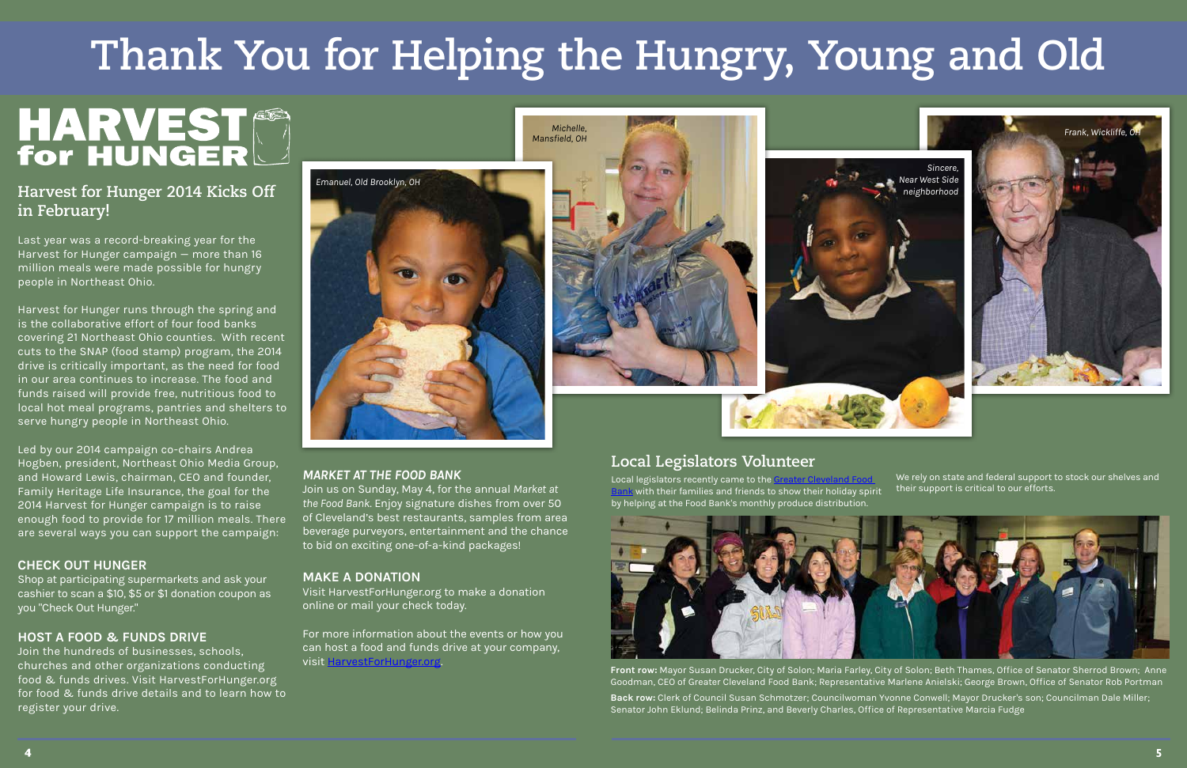# Thank You for Helping the Hungry, Young and Old

## HARVEST for HUNGER

### Harvest for Hunger 2014 Kicks Off in February!

Last year was a record-breaking year for the Harvest for Hunger campaign — more than 16 million meals were made possible for hungry people in Northeast Ohio.

Harvest for Hunger runs through the spring and is the collaborative effort of four food banks covering 21 Northeast Ohio counties. With recent cuts to the SNAP (food stamp) program, the 2014 drive is critically important, as the need for food in our area continues to increase. The food and funds raised will provide free, nutritious food to local hot meal programs, pantries and shelters to serve hungry people in Northeast Ohio.

Led by our 2014 campaign co-chairs Andrea Hogben, president, Northeast Ohio Media Group, and Howard Lewis, chairman, CEO and founder, Family Heritage Life Insurance, the goal for the 2014 Harvest for Hunger campaign is to raise enough food to provide for 17 million meals. There are several ways you can support the campaign:

#### CHECK OUT HUNGER

Shop at participating supermarkets and ask your cashier to scan a $10, $5 or $1 donation coupon as you "Check Out Hunger."

#### HOST A FOOD & FUNDS DRIVE

Join the hundreds of businesses, schools, churches and other organizations conducting food & funds drives. Visit HarvestForHunger.org for food & funds drive details and to learn how to register your drive.

#### *MARKET AT THE FOOD BANK*

Join us on Sunday, May 4, for the annual *Market at the Food Bank*. Enjoy signature dishes from over 50 of Cleveland's best restaurants, samples from area beverage purveyors, entertainment and the chance to bid on exciting one-of-a-kind packages!

#### MAKE A DONATION

Visit HarvestForHunger.org to make a donation online or mail your check today.

For more information about the events or how you can host a food and funds drive at your company, visit HarvestForHunger.org.

*Emanuel, Old Brooklyn, OH*

*Michelle, Mansfield, OH*

*Sincere, Near West Side neighborhood*

*Frank, Wickliffe, OH*

### Local Legislators Volunteer

Local legislators recently came to the Greater Cleveland Food Bank with their families and friends to show their holiday spirit by helping at the Food Bank's monthly produce distribution.

We rely on state and federal support to stock our shelves and their support is critical to our efforts.

**Front row:** Mayor Susan Drucker, City of Solon; Maria Farley, City of Solon; Beth Thames, Office of Senator Sherrod Brown; Anne Goodman, CEO of Greater Cleveland Food Bank; Representative Marlene Anielski; George Brown, Office of Senator Rob Portman

**Back row:** Clerk of Council Susan Schmotzer; Councilwoman Yvonne Conwell; Mayor Drucker's son; Councilman Dale Miller; Senator John Eklund; Belinda Prinz, and Beverly Charles, Office of Representative Marcia Fudge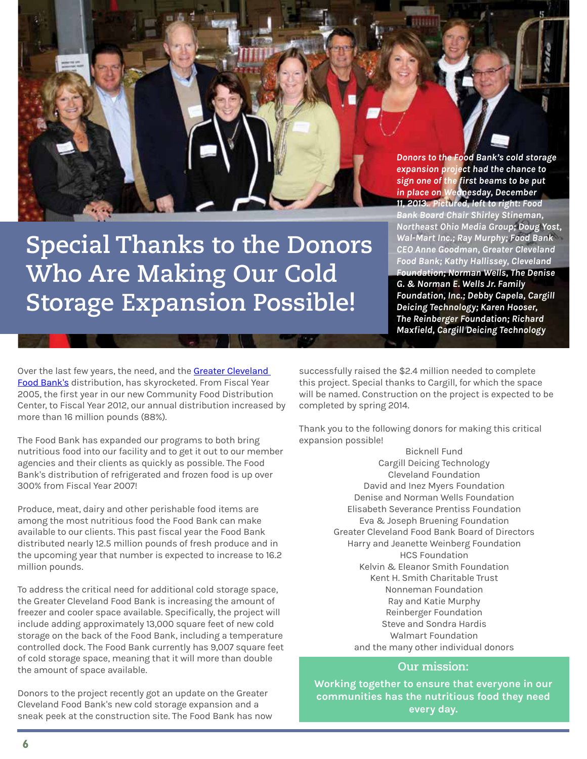# Special Thanks to the Donors Who Are Making Our Cold Storage Expansion Possible!

***Donors to the Food Bank's cold storage expansion project had the chance to sign one of the first beams to be put in place on Wednesday, December 11, 2013. Pictured, left to right: Food Bank Board Chair Shirley Stineman, Northeast Ohio Media Group; Doug Yost, Wal-Mart Inc.; Ray Murphy; Food Bank CEO Anne Goodman, Greater Cleveland Food Bank; Kathy Hallissey, Cleveland Foundation; Norman Wells, The Denise G. & Norman E. Wells Jr. Family Foundation, Inc.; Debby Capela, Cargill Deicing Technology; Karen Hooser, The Reinberger Foundation; Richard Maxfield, Cargill Deicing Technology***

Over the last few years, the need, and the Greater Cleveland Food Bank's distribution, has skyrocketed. From Fiscal Year 2005, the first year in our new Community Food Distribution Center, to Fiscal Year 2012, our annual distribution increased by more than 16 million pounds (88%).

The Food Bank has expanded our programs to both bring nutritious food into our facility and to get it out to our member agencies and their clients as quickly as possible. The Food Bank's distribution of refrigerated and frozen food is up over 300% from Fiscal Year 2007!

Produce, meat, dairy and other perishable food items are among the most nutritious food the Food Bank can make available to our clients. This past fiscal year the Food Bank distributed nearly 12.5 million pounds of fresh produce and in the upcoming year that number is expected to increase to 16.2 million pounds.

To address the critical need for additional cold storage space, the Greater Cleveland Food Bank is increasing the amount of freezer and cooler space available. Specifically, the project will include adding approximately 13,000 square feet of new cold storage on the back of the Food Bank, including a temperature controlled dock. The Food Bank currently has 9,007 square feet of cold storage space, meaning that it will more than double the amount of space available.

Donors to the project recently got an update on the Greater Cleveland Food Bank's new cold storage expansion and a sneak peek at the construction site. The Food Bank has now successfully raised the $2.4 million needed to complete this project. Special thanks to Cargill, for which the space will be named. Construction on the project is expected to be completed by spring 2014.

Thank you to the following donors for making this critical expansion possible!

Bicknell Fund
Cargill Deicing Technology
Cleveland Foundation
David and Inez Myers Foundation
Denise and Norman Wells Foundation
Elisabeth Severance Prentiss Foundation
Eva & Joseph Bruening Foundation
Greater Cleveland Food Bank Board of Directors
Harry and Jeanette Weinberg Foundation
HCS Foundation
Kelvin & Eleanor Smith Foundation
Kent H. Smith Charitable Trust
Nonneman Foundation
Ray and Katie Murphy
Reinberger Foundation
Steve and Sondra Hardis
Walmart Foundation
and the many other individual donors

**Our mission:**

**Working together to ensure that everyone in our communities has the nutritious food they need every day.**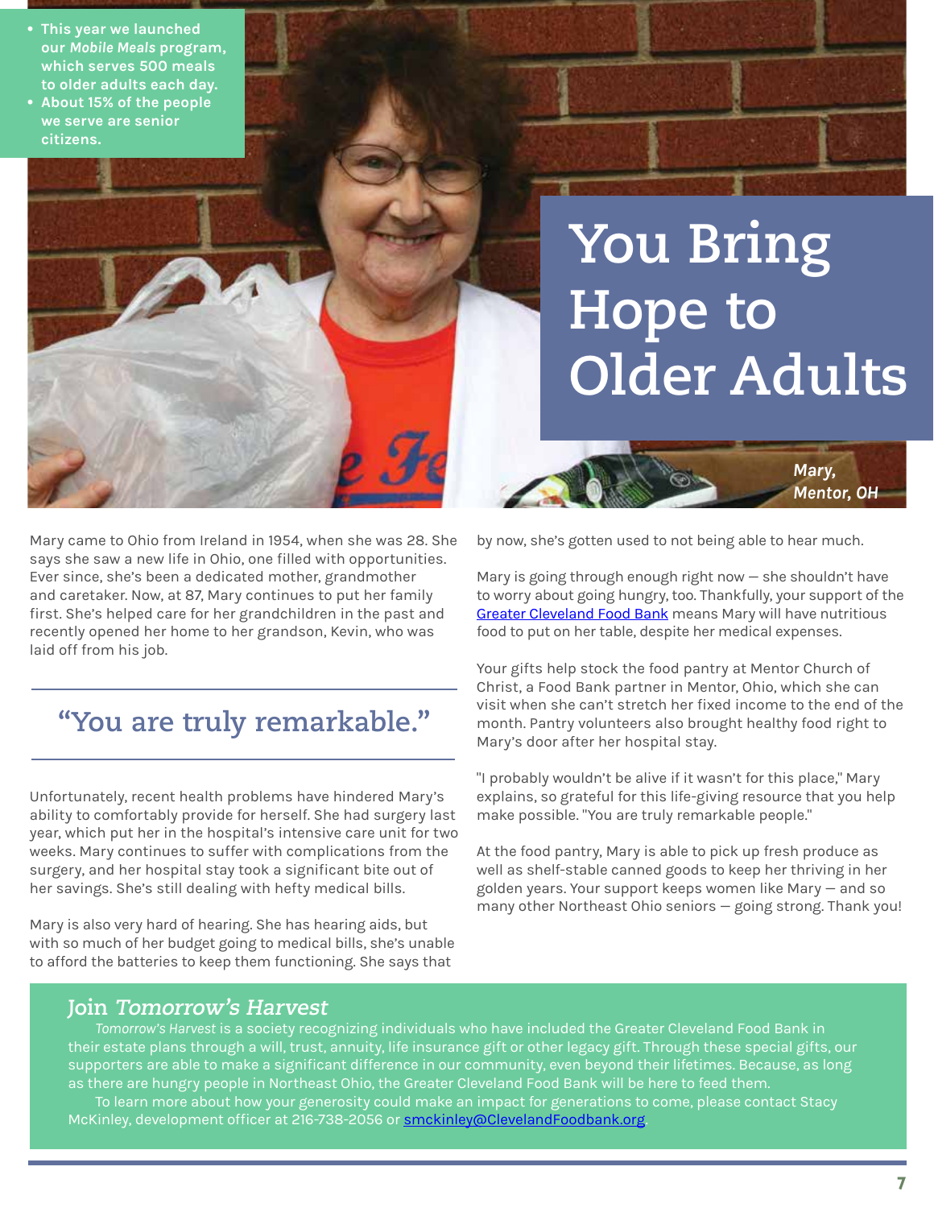- This year we launched our *Mobile Meals* program, which serves 500 meals to older adults each day.
- About 15% of the people we serve are senior citizens.

# You Bring Hope to Older Adults

***Mary, Mentor, OH***

Mary came to Ohio from Ireland in 1954, when she was 28. She says she saw a new life in Ohio, one filled with opportunities. Ever since, she's been a dedicated mother, grandmother and caretaker. Now, at 87, Mary continues to put her family first. She's helped care for her grandchildren in the past and recently opened her home to her grandson, Kevin, who was laid off from his job.

## "You are truly remarkable."

Unfortunately, recent health problems have hindered Mary's ability to comfortably provide for herself. She had surgery last year, which put her in the hospital's intensive care unit for two weeks. Mary continues to suffer with complications from the surgery, and her hospital stay took a significant bite out of her savings. She's still dealing with hefty medical bills.

Mary is also very hard of hearing. She has hearing aids, but with so much of her budget going to medical bills, she's unable to afford the batteries to keep them functioning. She says that by now, she's gotten used to not being able to hear much.

Mary is going through enough right now — she shouldn't have to worry about going hungry, too. Thankfully, your support of the Greater Cleveland Food Bank means Mary will have nutritious food to put on her table, despite her medical expenses.

Your gifts help stock the food pantry at Mentor Church of Christ, a Food Bank partner in Mentor, Ohio, which she can visit when she can't stretch her fixed income to the end of the month. Pantry volunteers also brought healthy food right to Mary's door after her hospital stay.

"I probably wouldn't be alive if it wasn't for this place," Mary explains, so grateful for this life-giving resource that you help make possible. "You are truly remarkable people."

At the food pantry, Mary is able to pick up fresh produce as well as shelf-stable canned goods to keep her thriving in her golden years. Your support keeps women like Mary — and so many other Northeast Ohio seniors — going strong. Thank you!

## Join *Tomorrow's Harvest*

*Tomorrow's Harvest* is a society recognizing individuals who have included the Greater Cleveland Food Bank in their estate plans through a will, trust, annuity, life insurance gift or other legacy gift. Through these special gifts, our supporters are able to make a significant difference in our community, even beyond their lifetimes. Because, as long as there are hungry people in Northeast Ohio, the Greater Cleveland Food Bank will be here to feed them.

To learn more about how your generosity could make an impact for generations to come, please contact Stacy McKinley, development officer at 216-738-2056 or smckinley@ClevelandFoodbank.org.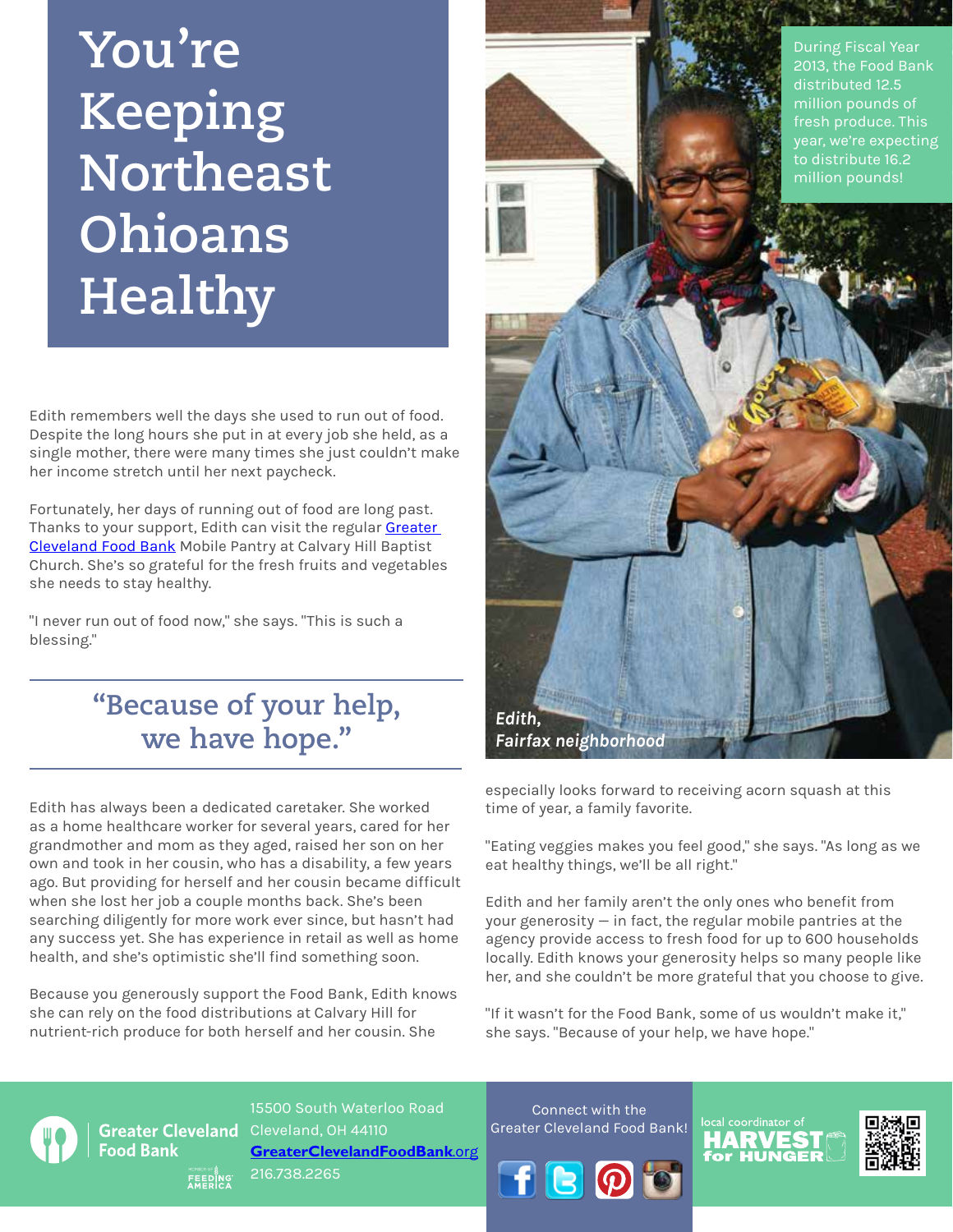# You're Keeping Northeast Ohioans Healthy

During Fiscal Year 2013, the Food Bank distributed 12.5 million pounds of fresh produce. This year, we're expecting to distribute 16.2 million pounds!

Edith remembers well the days she used to run out of food. Despite the long hours she put in at every job she held, as a single mother, there were many times she just couldn't make her income stretch until her next paycheck.

Fortunately, her days of running out of food are long past. Thanks to your support, Edith can visit the regular [Greater Cleveland Food Bank]() Mobile Pantry at Calvary Hill Baptist Church. She's so grateful for the fresh fruits and vegetables she needs to stay healthy.

"I never run out of food now," she says. "This is such a blessing."

> "Because of your help, we have hope."

Edith has always been a dedicated caretaker. She worked as a home healthcare worker for several years, cared for her grandmother and mom as they aged, raised her son on her own and took in her cousin, who has a disability, a few years ago. But providing for herself and her cousin became difficult when she lost her job a couple months back. She's been searching diligently for more work ever since, but hasn't had any success yet. She has experience in retail as well as home health, and she's optimistic she'll find something soon.

Because you generously support the Food Bank, Edith knows she can rely on the food distributions at Calvary Hill for nutrient-rich produce for both herself and her cousin. She especially looks forward to receiving acorn squash at this time of year, a family favorite.

*Edith, Fairfax neighborhood*

"Eating veggies makes you feel good," she says. "As long as we eat healthy things, we'll be all right."

Edith and her family aren't the only ones who benefit from your generosity — in fact, the regular mobile pantries at the agency provide access to fresh food for up to 600 households locally. Edith knows your generosity helps so many people like her, and she couldn't be more grateful that you choose to give.

"If it wasn't for the Food Bank, some of us wouldn't make it," she says. "Because of your help, we have hope."

Greater Cleveland Food Bank
Member of Feeding America

15500 South Waterloo Road
Cleveland, OH 44110
**GreaterClevelandFoodBank**.org
216.738.2265

Connect with the Greater Cleveland Food Bank!

local coordinator of HARVEST for HUNGER